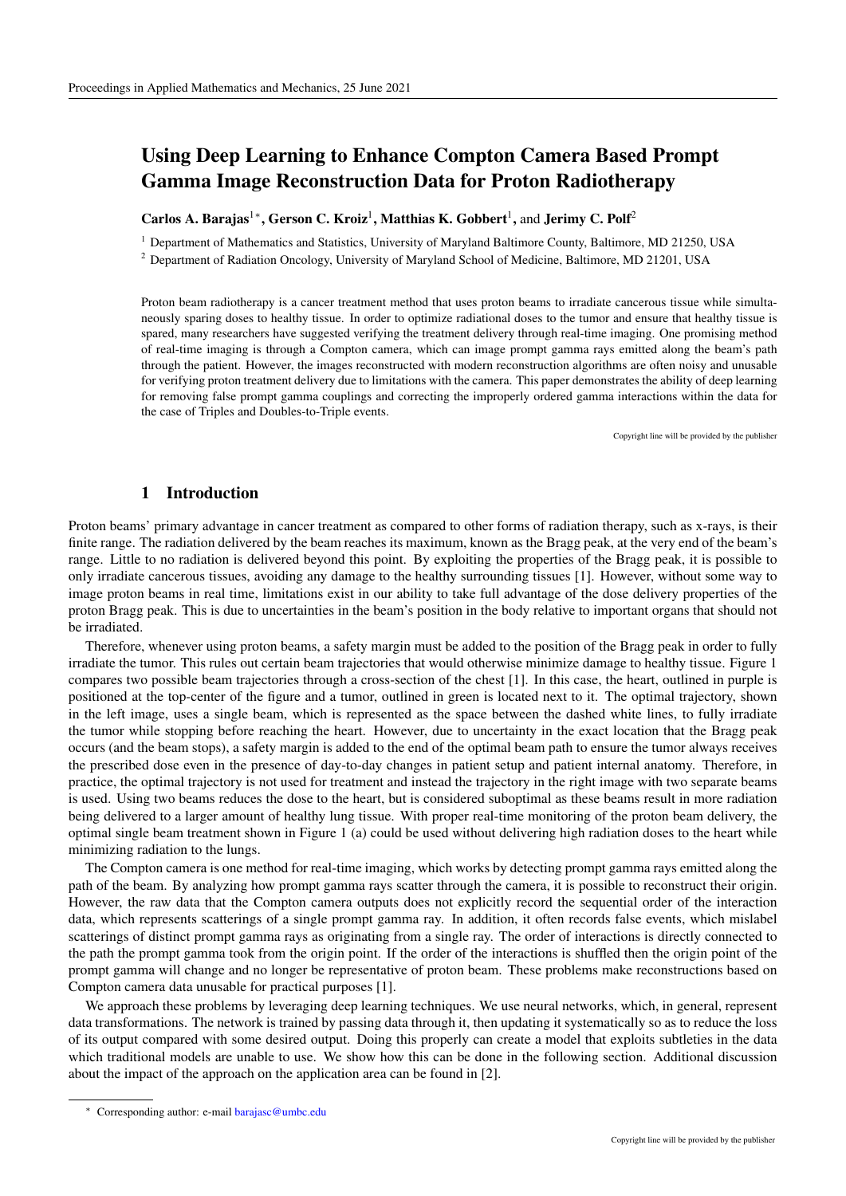# Using Deep Learning to Enhance Compton Camera Based Prompt Gamma Image Reconstruction Data for Proton Radiotherapy

**Carlos A. Barajas**[1*], **Gerson C. Kroiz**[1], **Matthias K. Gobbert**[1], and **Jerimy C. Polf**[2]

[1] Department of Mathematics and Statistics, University of Maryland Baltimore County, Baltimore, MD 21250, USA

[2] Department of Radiation Oncology, University of Maryland School of Medicine, Baltimore, MD 21201, USA

Proton beam radiotherapy is a cancer treatment method that uses proton beams to irradiate cancerous tissue while simultaneously sparing doses to healthy tissue. In order to optimize radiational doses to the tumor and ensure that healthy tissue is spared, many researchers have suggested verifying the treatment delivery through real-time imaging. One promising method of real-time imaging is through a Compton camera, which can image prompt gamma rays emitted along the beam's path through the patient. However, the images reconstructed with modern reconstruction algorithms are often noisy and unusable for verifying proton treatment delivery due to limitations with the camera. This paper demonstrates the ability of deep learning for removing false prompt gamma couplings and correcting the improperly ordered gamma interactions within the data for the case of Triples and Doubles-to-Triple events.

Copyright line will be provided by the publisher

## 1 Introduction

Proton beams' primary advantage in cancer treatment as compared to other forms of radiation therapy, such as x-rays, is their finite range. The radiation delivered by the beam reaches its maximum, known as the Bragg peak, at the very end of the beam's range. Little to no radiation is delivered beyond this point. By exploiting the properties of the Bragg peak, it is possible to only irradiate cancerous tissues, avoiding any damage to the healthy surrounding tissues [1]. However, without some way to image proton beams in real time, limitations exist in our ability to take full advantage of the dose delivery properties of the proton Bragg peak. This is due to uncertainties in the beam's position in the body relative to important organs that should not be irradiated.

Therefore, whenever using proton beams, a safety margin must be added to the position of the Bragg peak in order to fully irradiate the tumor. This rules out certain beam trajectories that would otherwise minimize damage to healthy tissue. Figure 1 compares two possible beam trajectories through a cross-section of the chest [1]. In this case, the heart, outlined in purple is positioned at the top-center of the figure and a tumor, outlined in green is located next to it. The optimal trajectory, shown in the left image, uses a single beam, which is represented as the space between the dashed white lines, to fully irradiate the tumor while stopping before reaching the heart. However, due to uncertainty in the exact location that the Bragg peak occurs (and the beam stops), a safety margin is added to the end of the optimal beam path to ensure the tumor always receives the prescribed dose even in the presence of day-to-day changes in patient setup and patient internal anatomy. Therefore, in practice, the optimal trajectory is not used for treatment and instead the trajectory in the right image with two separate beams is used. Using two beams reduces the dose to the heart, but is considered suboptimal as these beams result in more radiation being delivered to a larger amount of healthy lung tissue. With proper real-time monitoring of the proton beam delivery, the optimal single beam treatment shown in Figure 1 (a) could be used without delivering high radiation doses to the heart while minimizing radiation to the lungs.

The Compton camera is one method for real-time imaging, which works by detecting prompt gamma rays emitted along the path of the beam. By analyzing how prompt gamma rays scatter through the camera, it is possible to reconstruct their origin. However, the raw data that the Compton camera outputs does not explicitly record the sequential order of the interaction data, which represents scatterings of a single prompt gamma ray. In addition, it often records false events, which mislabel scatterings of distinct prompt gamma rays as originating from a single ray. The order of interactions is directly connected to the path the prompt gamma took from the origin point. If the order of the interactions is shuffled then the origin point of the prompt gamma will change and no longer be representative of proton beam. These problems make reconstructions based on Compton camera data unusable for practical purposes [1].

We approach these problems by leveraging deep learning techniques. We use neural networks, which, in general, represent data transformations. The network is trained by passing data through it, then updating it systematically so as to reduce the loss of its output compared with some desired output. Doing this properly can create a model that exploits subtleties in the data which traditional models are unable to use. We show how this can be done in the following section. Additional discussion about the impact of the approach on the application area can be found in [2].

[*] Corresponding author: e-mail barajasc@umbc.edu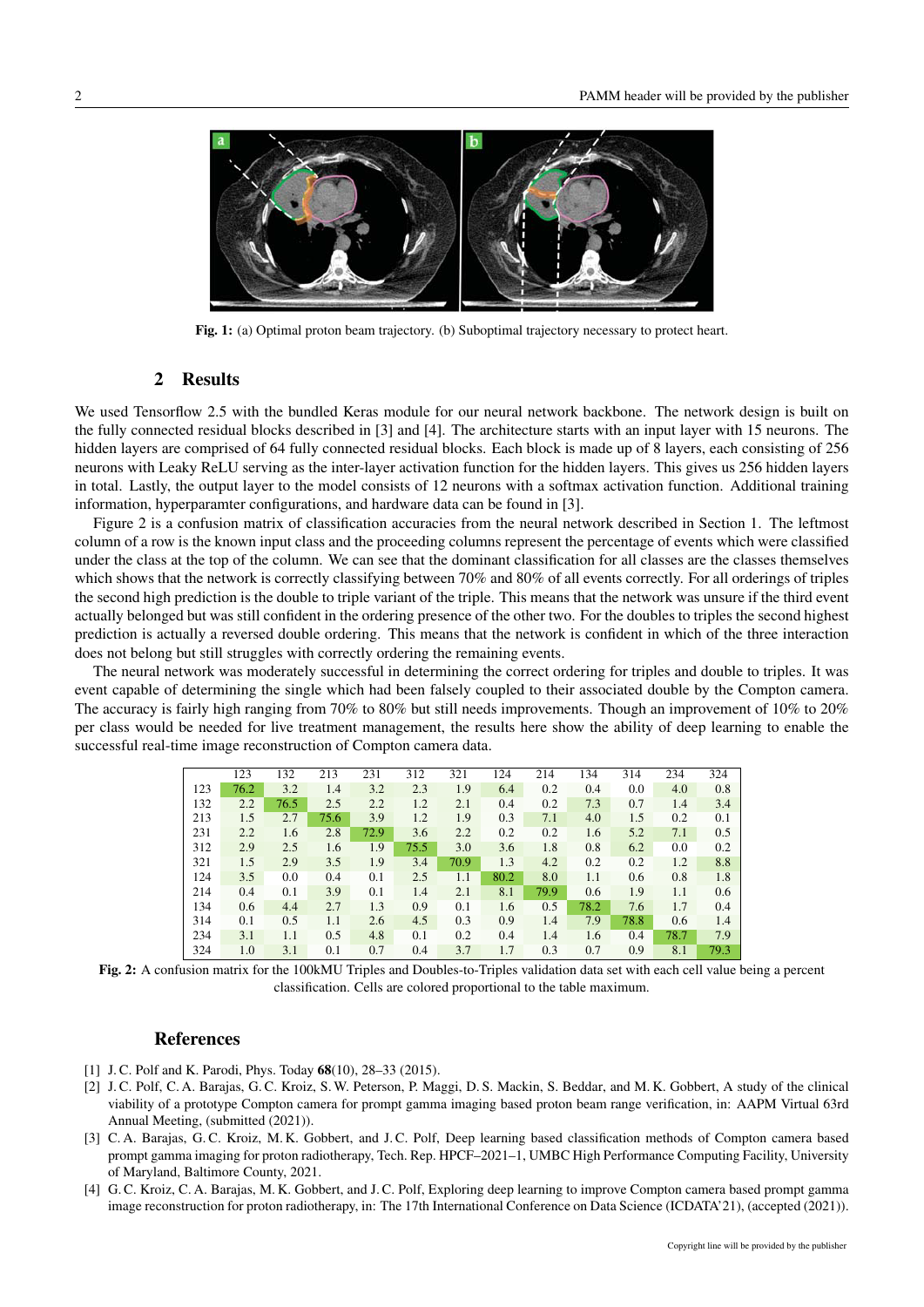Fig. 1: (a) Optimal proton beam trajectory. (b) Suboptimal trajectory necessary to protect heart.

## 2 Results

We used Tensorflow 2.5 with the bundled Keras module for our neural network backbone. The network design is built on the fully connected residual blocks described in [3] and [4]. The architecture starts with an input layer with 15 neurons. The hidden layers are comprised of 64 fully connected residual blocks. Each block is made up of 8 layers, each consisting of 256 neurons with Leaky ReLU serving as the inter-layer activation function for the hidden layers. This gives us 256 hidden layers in total. Lastly, the output layer to the model consists of 12 neurons with a softmax activation function. Additional training information, hyperparamter configurations, and hardware data can be found in [3].

Figure 2 is a confusion matrix of classification accuracies from the neural network described in Section 1. The leftmost column of a row is the known input class and the proceeding columns represent the percentage of events which were classified under the class at the top of the column. We can see that the dominant classification for all classes are the classes themselves which shows that the network is correctly classifying between 70% and 80% of all events correctly. For all orderings of triples the second high prediction is the double to triple variant of the triple. This means that the network was unsure if the third event actually belonged but was still confident in the ordering presence of the other two. For the doubles to triples the second highest prediction is actually a reversed double ordering. This means that the network is confident in which of the three interaction does not belong but still struggles with correctly ordering the remaining events.

The neural network was moderately successful in determining the correct ordering for triples and double to triples. It was event capable of determining the single which had been falsely coupled to their associated double by the Compton camera. The accuracy is fairly high ranging from 70% to 80% but still needs improvements. Though an improvement of 10% to 20% per class would be needed for live treatment management, the results here show the ability of deep learning to enable the successful real-time image reconstruction of Compton camera data.

| | 123 | 132 | 213 | 231 | 312 | 321 | 124 | 214 | 134 | 314 | 234 | 324 |
|---|---|---|---|---|---|---|---|---|---|---|---|---|
| 123 | 76.2 | 3.2 | 1.4 | 3.2 | 2.3 | 1.9 | 6.4 | 0.2 | 0.4 | 0.0 | 4.0 | 0.8 |
| 132 | 2.2 | 76.5 | 2.5 | 2.2 | 1.2 | 2.1 | 0.4 | 0.2 | 7.3 | 0.7 | 1.4 | 3.4 |
| 213 | 1.5 | 2.7 | 75.6 | 3.9 | 1.2 | 1.9 | 0.3 | 7.1 | 4.0 | 1.5 | 0.2 | 0.1 |
| 231 | 2.2 | 1.6 | 2.8 | 72.9 | 3.6 | 2.2 | 0.2 | 0.2 | 1.6 | 5.2 | 7.1 | 0.5 |
| 312 | 2.9 | 2.5 | 1.6 | 1.9 | 75.5 | 3.0 | 3.6 | 1.8 | 0.8 | 6.2 | 0.0 | 0.2 |
| 321 | 1.5 | 2.9 | 3.5 | 1.9 | 3.4 | 70.9 | 1.3 | 4.2 | 0.2 | 0.2 | 1.2 | 8.8 |
| 124 | 3.5 | 0.0 | 0.4 | 0.1 | 2.5 | 1.1 | 80.2 | 8.0 | 1.1 | 0.6 | 0.8 | 1.8 |
| 214 | 0.4 | 0.1 | 3.9 | 0.1 | 1.4 | 2.1 | 8.1 | 79.9 | 0.6 | 1.9 | 1.1 | 0.6 |
| 134 | 0.6 | 4.4 | 2.7 | 1.3 | 0.9 | 0.1 | 1.6 | 0.5 | 78.2 | 7.6 | 1.7 | 0.4 |
| 314 | 0.1 | 0.5 | 1.1 | 2.6 | 4.5 | 0.3 | 0.9 | 1.4 | 7.9 | 78.8 | 0.6 | 1.4 |
| 234 | 3.1 | 1.1 | 0.5 | 4.8 | 0.1 | 0.2 | 0.4 | 1.4 | 1.6 | 0.4 | 78.7 | 7.9 |
| 324 | 1.0 | 3.1 | 0.1 | 0.7 | 0.4 | 3.7 | 1.7 | 0.3 | 0.7 | 0.9 | 8.1 | 79.3 |

Fig. 2: A confusion matrix for the 100kMU Triples and Doubles-to-Triples validation data set with each cell value being a percent classification. Cells are colored proportional to the table maximum.

## References

[1] J. C. Polf and K. Parodi, Phys. Today **68**(10), 28–33 (2015).

[2] J. C. Polf, C. A. Barajas, G. C. Kroiz, S. W. Peterson, P. Maggi, D. S. Mackin, S. Beddar, and M. K. Gobbert, A study of the clinical viability of a prototype Compton camera for prompt gamma imaging based proton beam range verification, in: AAPM Virtual 63rd Annual Meeting, (submitted (2021)).

[3] C. A. Barajas, G. C. Kroiz, M. K. Gobbert, and J. C. Polf, Deep learning based classification methods of Compton camera based prompt gamma imaging for proton radiotherapy, Tech. Rep. HPCF–2021–1, UMBC High Performance Computing Facility, University of Maryland, Baltimore County, 2021.

[4] G. C. Kroiz, C. A. Barajas, M. K. Gobbert, and J. C. Polf, Exploring deep learning to improve Compton camera based prompt gamma image reconstruction for proton radiotherapy, in: The 17th International Conference on Data Science (ICDATA'21), (accepted (2021)).